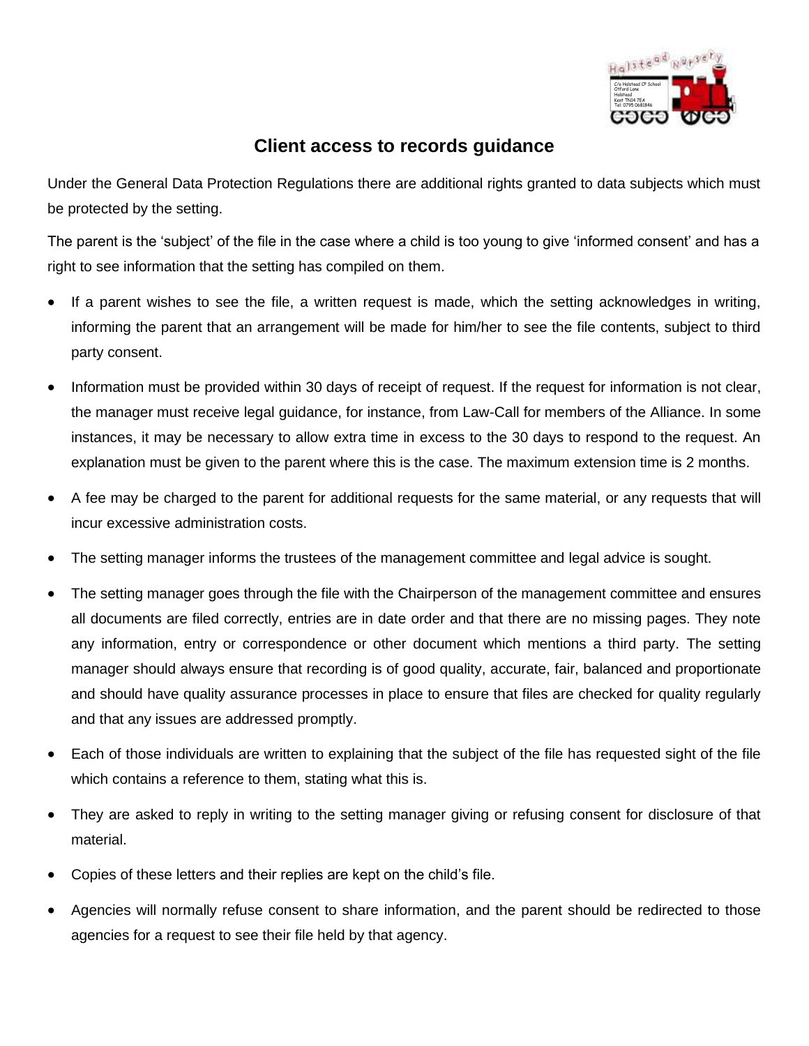# Client access to records guidance

Under the General Data Protection Regulations there are additional rights granted to data subjects which must be protected by the setting.

The parent is the 'subject' of the file in the case where a child is too young to give 'informed consent' and has a right to see information that the setting has compiled on them.

- If a parent wishes to see the file, a written request is made, which the setting acknowledges in writing, informing the parent that an arrangement will be made for him/her to see the file contents, subject to third party consent.
- Information must be provided within 30 days of receipt of request. If the request for information is not clear, the manager must receive legal guidance, for instance, from Law-Call for members of the Alliance. In some instances, it may be necessary to allow extra time in excess to the 30 days to respond to the request. An explanation must be given to the parent where this is the case. The maximum extension time is 2 months.
- A fee may be charged to the parent for additional requests for the same material, or any requests that will incur excessive administration costs.
- The setting manager informs the trustees of the management committee and legal advice is sought.
- The setting manager goes through the file with the Chairperson of the management committee and ensures all documents are filed correctly, entries are in date order and that there are no missing pages. They note any information, entry or correspondence or other document which mentions a third party. The setting manager should always ensure that recording is of good quality, accurate, fair, balanced and proportionate and should have quality assurance processes in place to ensure that files are checked for quality regularly and that any issues are addressed promptly.
- Each of those individuals are written to explaining that the subject of the file has requested sight of the file which contains a reference to them, stating what this is.
- They are asked to reply in writing to the setting manager giving or refusing consent for disclosure of that material.
- Copies of these letters and their replies are kept on the child's file.
- Agencies will normally refuse consent to share information, and the parent should be redirected to those agencies for a request to see their file held by that agency.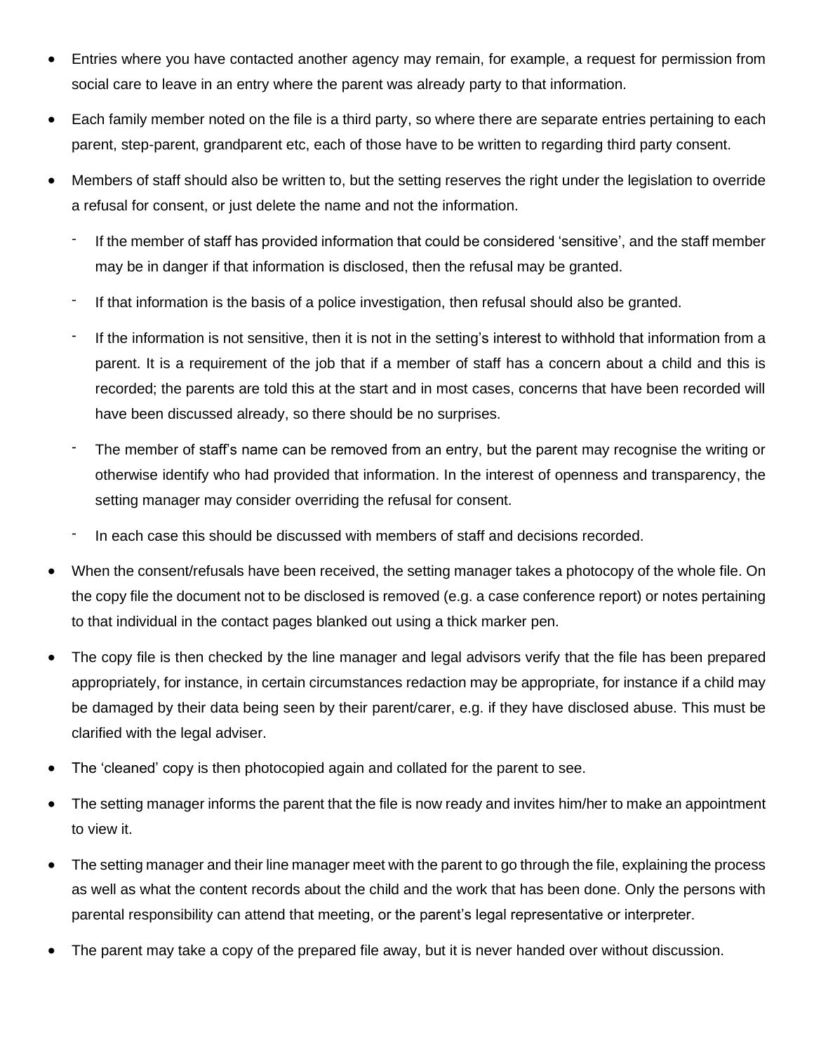- Entries where you have contacted another agency may remain, for example, a request for permission from social care to leave in an entry where the parent was already party to that information.
- Each family member noted on the file is a third party, so where there are separate entries pertaining to each parent, step-parent, grandparent etc, each of those have to be written to regarding third party consent.
- Members of staff should also be written to, but the setting reserves the right under the legislation to override a refusal for consent, or just delete the name and not the information.
  - If the member of staff has provided information that could be considered 'sensitive', and the staff member may be in danger if that information is disclosed, then the refusal may be granted.
  - If that information is the basis of a police investigation, then refusal should also be granted.
  - If the information is not sensitive, then it is not in the setting's interest to withhold that information from a parent. It is a requirement of the job that if a member of staff has a concern about a child and this is recorded; the parents are told this at the start and in most cases, concerns that have been recorded will have been discussed already, so there should be no surprises.
  - The member of staff's name can be removed from an entry, but the parent may recognise the writing or otherwise identify who had provided that information. In the interest of openness and transparency, the setting manager may consider overriding the refusal for consent.
  - In each case this should be discussed with members of staff and decisions recorded.
- When the consent/refusals have been received, the setting manager takes a photocopy of the whole file. On the copy file the document not to be disclosed is removed (e.g. a case conference report) or notes pertaining to that individual in the contact pages blanked out using a thick marker pen.
- The copy file is then checked by the line manager and legal advisors verify that the file has been prepared appropriately, for instance, in certain circumstances redaction may be appropriate, for instance if a child may be damaged by their data being seen by their parent/carer, e.g. if they have disclosed abuse. This must be clarified with the legal adviser.
- The 'cleaned' copy is then photocopied again and collated for the parent to see.
- The setting manager informs the parent that the file is now ready and invites him/her to make an appointment to view it.
- The setting manager and their line manager meet with the parent to go through the file, explaining the process as well as what the content records about the child and the work that has been done. Only the persons with parental responsibility can attend that meeting, or the parent's legal representative or interpreter.
- The parent may take a copy of the prepared file away, but it is never handed over without discussion.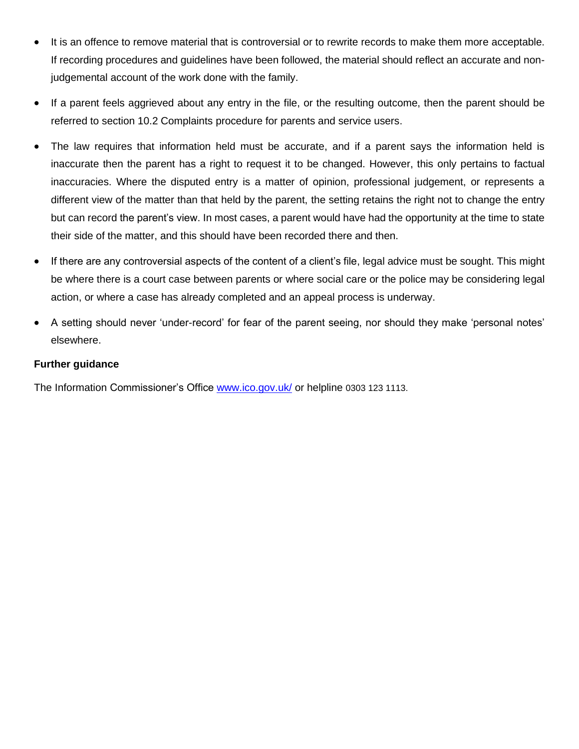- It is an offence to remove material that is controversial or to rewrite records to make them more acceptable. If recording procedures and guidelines have been followed, the material should reflect an accurate and non-judgemental account of the work done with the family.
- If a parent feels aggrieved about any entry in the file, or the resulting outcome, then the parent should be referred to section 10.2 Complaints procedure for parents and service users.
- The law requires that information held must be accurate, and if a parent says the information held is inaccurate then the parent has a right to request it to be changed. However, this only pertains to factual inaccuracies. Where the disputed entry is a matter of opinion, professional judgement, or represents a different view of the matter than that held by the parent, the setting retains the right not to change the entry but can record the parent's view. In most cases, a parent would have had the opportunity at the time to state their side of the matter, and this should have been recorded there and then.
- If there are any controversial aspects of the content of a client's file, legal advice must be sought. This might be where there is a court case between parents or where social care or the police may be considering legal action, or where a case has already completed and an appeal process is underway.
- A setting should never 'under-record' for fear of the parent seeing, nor should they make 'personal notes' elsewhere.

**Further guidance**

The Information Commissioner's Office [www.ico.gov.uk/](http://www.ico.gov.uk/) or helpline 0303 123 1113.